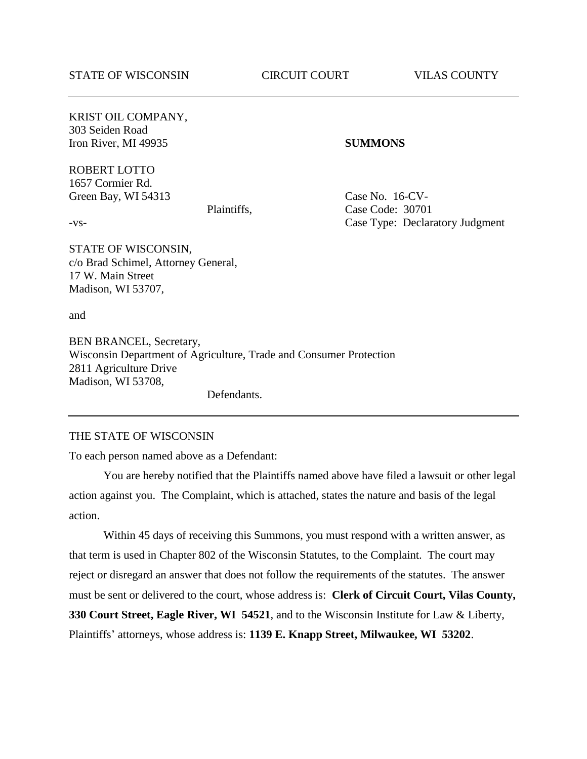STATE OF WISCONSIN CIRCUIT COURT VILAS COUNTY

---

KRIST OIL COMPANY,
303 Seiden Road
Iron River, MI 49935

ROBERT LOTTO
1657 Cormier Rd.
Green Bay, WI 54313

Plaintiffs,

-vs-

STATE OF WISCONSIN,
c/o Brad Schimel, Attorney General,
17 W. Main Street
Madison, WI 53707,

and

BEN BRANCEL, Secretary,
Wisconsin Department of Agriculture, Trade and Consumer Protection
2811 Agriculture Drive
Madison, WI 53708,

Defendants.

**SUMMONS**

Case No. 16-CV-
Case Code: 30701
Case Type: Declaratory Judgment

---

THE STATE OF WISCONSIN

To each person named above as a Defendant:

You are hereby notified that the Plaintiffs named above have filed a lawsuit or other legal action against you. The Complaint, which is attached, states the nature and basis of the legal action.

Within 45 days of receiving this Summons, you must respond with a written answer, as that term is used in Chapter 802 of the Wisconsin Statutes, to the Complaint. The court may reject or disregard an answer that does not follow the requirements of the statutes. The answer must be sent or delivered to the court, whose address is: **Clerk of Circuit Court, Vilas County, 330 Court Street, Eagle River, WI 54521**, and to the Wisconsin Institute for Law & Liberty, Plaintiffs' attorneys, whose address is: **1139 E. Knapp Street, Milwaukee, WI 53202**.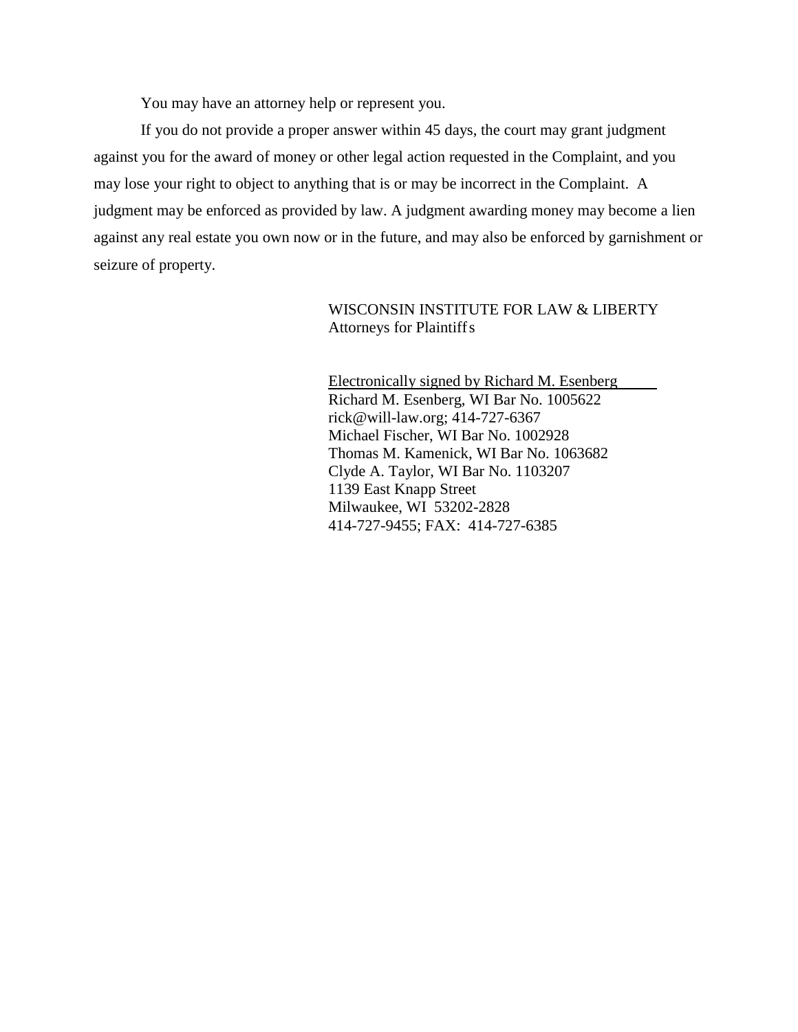You may have an attorney help or represent you.

If you do not provide a proper answer within 45 days, the court may grant judgment against you for the award of money or other legal action requested in the Complaint, and you may lose your right to object to anything that is or may be incorrect in the Complaint. A judgment may be enforced as provided by law. A judgment awarding money may become a lien against any real estate you own now or in the future, and may also be enforced by garnishment or seizure of property.

WISCONSIN INSTITUTE FOR LAW & LIBERTY
Attorneys for Plaintiffs

Electronically signed by Richard M. Esenberg
Richard M. Esenberg, WI Bar No. 1005622
rick@will-law.org; 414-727-6367
Michael Fischer, WI Bar No. 1002928
Thomas M. Kamenick, WI Bar No. 1063682
Clyde A. Taylor, WI Bar No. 1103207
1139 East Knapp Street
Milwaukee, WI 53202-2828
414-727-9455; FAX: 414-727-6385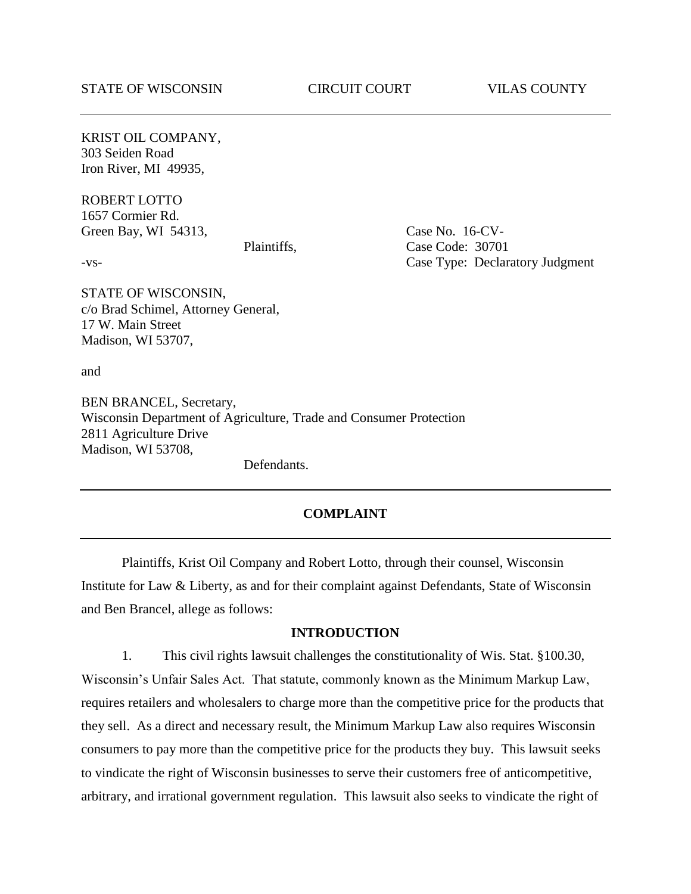STATE OF WISCONSIN CIRCUIT COURT VILAS COUNTY

---

KRIST OIL COMPANY,
303 Seiden Road
Iron River, MI 49935,

ROBERT LOTTO
1657 Cormier Rd.
Green Bay, WI 54313,

Plaintiffs,

Case No. 16-CV-
Case Code: 30701
Case Type: Declaratory Judgment

-vs-

STATE OF WISCONSIN,
c/o Brad Schimel, Attorney General,
17 W. Main Street
Madison, WI 53707,

and

BEN BRANCEL, Secretary,
Wisconsin Department of Agriculture, Trade and Consumer Protection
2811 Agriculture Drive
Madison, WI 53708,

Defendants.

---

**COMPLAINT**

---

Plaintiffs, Krist Oil Company and Robert Lotto, through their counsel, Wisconsin Institute for Law & Liberty, as and for their complaint against Defendants, State of Wisconsin and Ben Brancel, allege as follows:

**INTRODUCTION**

1. This civil rights lawsuit challenges the constitutionality of Wis. Stat. §100.30, Wisconsin's Unfair Sales Act. That statute, commonly known as the Minimum Markup Law, requires retailers and wholesalers to charge more than the competitive price for the products that they sell. As a direct and necessary result, the Minimum Markup Law also requires Wisconsin consumers to pay more than the competitive price for the products they buy. This lawsuit seeks to vindicate the right of Wisconsin businesses to serve their customers free of anticompetitive, arbitrary, and irrational government regulation. This lawsuit also seeks to vindicate the right of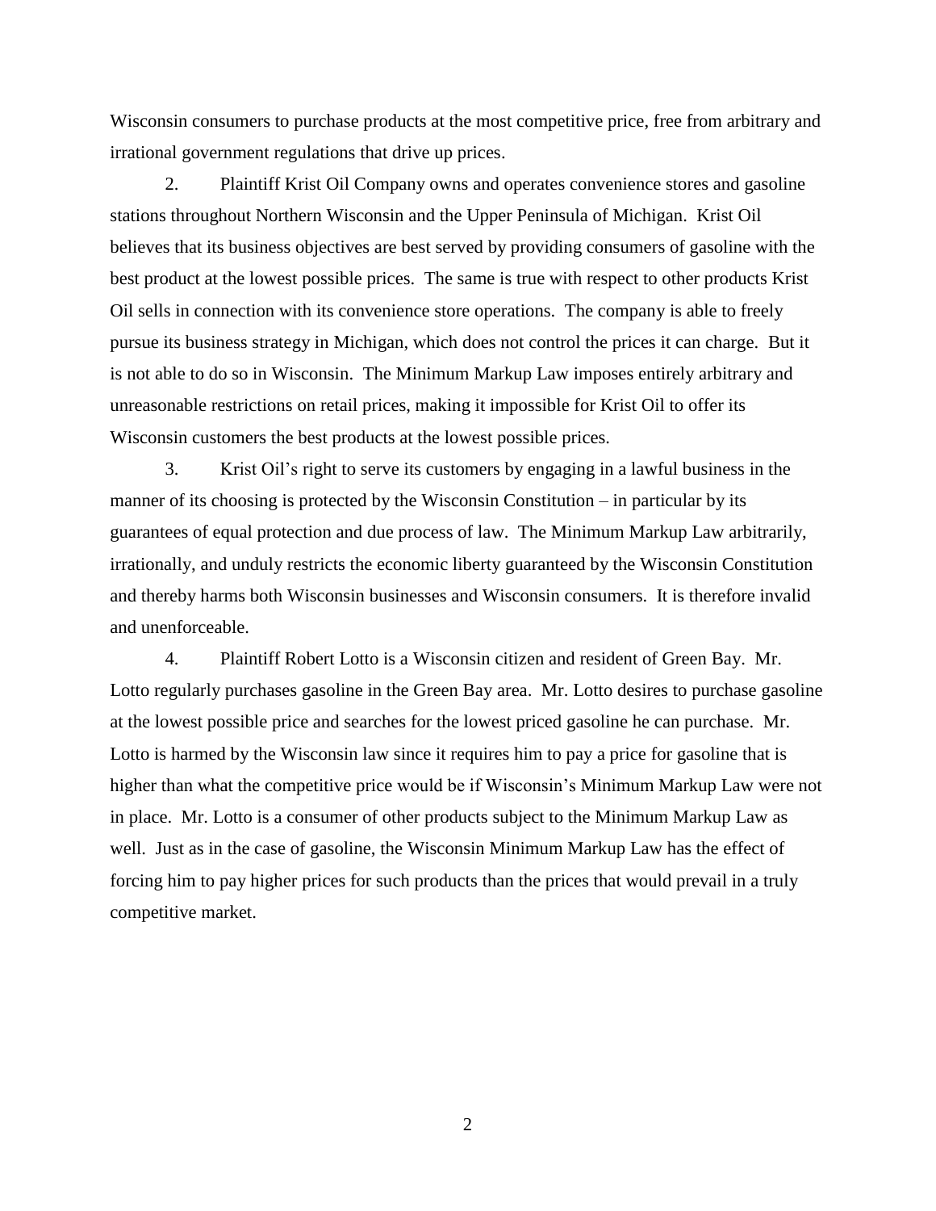Wisconsin consumers to purchase products at the most competitive price, free from arbitrary and irrational government regulations that drive up prices.

2. Plaintiff Krist Oil Company owns and operates convenience stores and gasoline stations throughout Northern Wisconsin and the Upper Peninsula of Michigan. Krist Oil believes that its business objectives are best served by providing consumers of gasoline with the best product at the lowest possible prices. The same is true with respect to other products Krist Oil sells in connection with its convenience store operations. The company is able to freely pursue its business strategy in Michigan, which does not control the prices it can charge. But it is not able to do so in Wisconsin. The Minimum Markup Law imposes entirely arbitrary and unreasonable restrictions on retail prices, making it impossible for Krist Oil to offer its Wisconsin customers the best products at the lowest possible prices.

3. Krist Oil's right to serve its customers by engaging in a lawful business in the manner of its choosing is protected by the Wisconsin Constitution – in particular by its guarantees of equal protection and due process of law. The Minimum Markup Law arbitrarily, irrationally, and unduly restricts the economic liberty guaranteed by the Wisconsin Constitution and thereby harms both Wisconsin businesses and Wisconsin consumers. It is therefore invalid and unenforceable.

4. Plaintiff Robert Lotto is a Wisconsin citizen and resident of Green Bay. Mr. Lotto regularly purchases gasoline in the Green Bay area. Mr. Lotto desires to purchase gasoline at the lowest possible price and searches for the lowest priced gasoline he can purchase. Mr. Lotto is harmed by the Wisconsin law since it requires him to pay a price for gasoline that is higher than what the competitive price would be if Wisconsin's Minimum Markup Law were not in place. Mr. Lotto is a consumer of other products subject to the Minimum Markup Law as well. Just as in the case of gasoline, the Wisconsin Minimum Markup Law has the effect of forcing him to pay higher prices for such products than the prices that would prevail in a truly competitive market.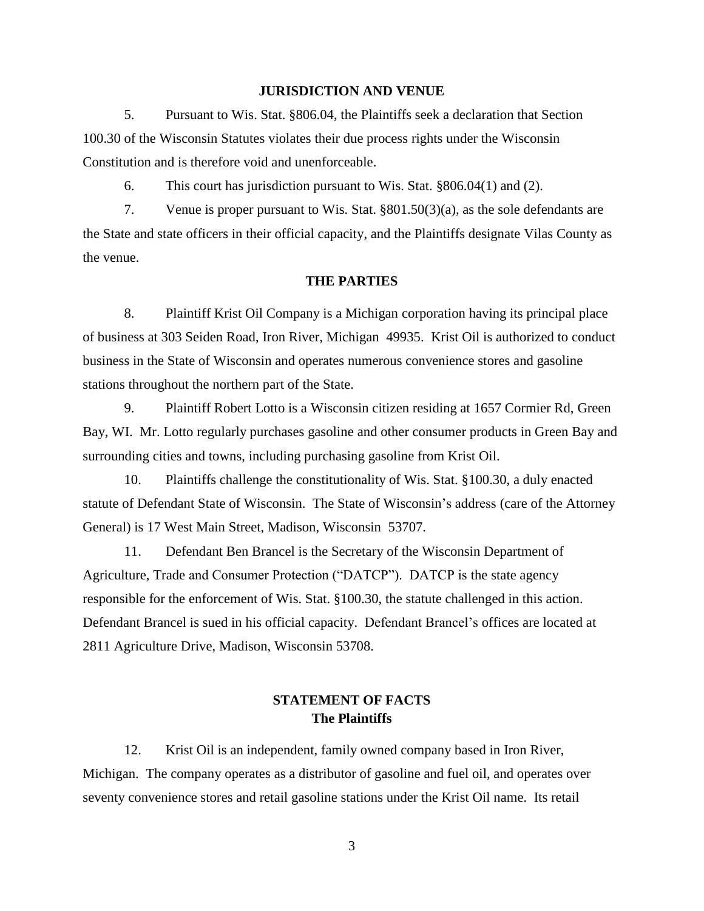## JURISDICTION AND VENUE

5. Pursuant to Wis. Stat. §806.04, the Plaintiffs seek a declaration that Section 100.30 of the Wisconsin Statutes violates their due process rights under the Wisconsin Constitution and is therefore void and unenforceable.

6. This court has jurisdiction pursuant to Wis. Stat. §806.04(1) and (2).

7. Venue is proper pursuant to Wis. Stat. §801.50(3)(a), as the sole defendants are the State and state officers in their official capacity, and the Plaintiffs designate Vilas County as the venue.

## THE PARTIES

8. Plaintiff Krist Oil Company is a Michigan corporation having its principal place of business at 303 Seiden Road, Iron River, Michigan 49935. Krist Oil is authorized to conduct business in the State of Wisconsin and operates numerous convenience stores and gasoline stations throughout the northern part of the State.

9. Plaintiff Robert Lotto is a Wisconsin citizen residing at 1657 Cormier Rd, Green Bay, WI. Mr. Lotto regularly purchases gasoline and other consumer products in Green Bay and surrounding cities and towns, including purchasing gasoline from Krist Oil.

10. Plaintiffs challenge the constitutionality of Wis. Stat. §100.30, a duly enacted statute of Defendant State of Wisconsin. The State of Wisconsin's address (care of the Attorney General) is 17 West Main Street, Madison, Wisconsin 53707.

11. Defendant Ben Brancel is the Secretary of the Wisconsin Department of Agriculture, Trade and Consumer Protection ("DATCP"). DATCP is the state agency responsible for the enforcement of Wis. Stat. §100.30, the statute challenged in this action. Defendant Brancel is sued in his official capacity. Defendant Brancel's offices are located at 2811 Agriculture Drive, Madison, Wisconsin 53708.

## STATEMENT OF FACTS

### The Plaintiffs

12. Krist Oil is an independent, family owned company based in Iron River, Michigan. The company operates as a distributor of gasoline and fuel oil, and operates over seventy convenience stores and retail gasoline stations under the Krist Oil name. Its retail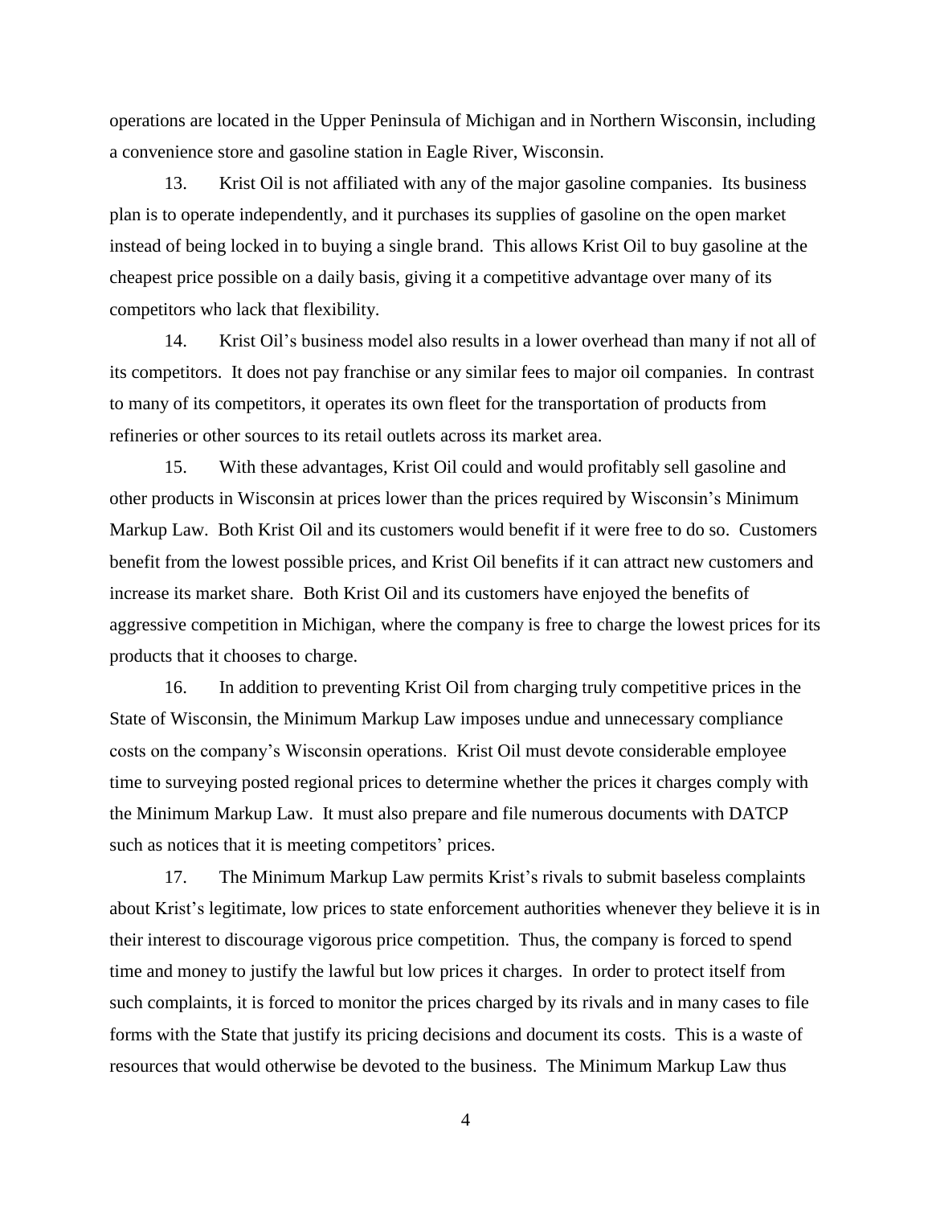operations are located in the Upper Peninsula of Michigan and in Northern Wisconsin, including a convenience store and gasoline station in Eagle River, Wisconsin.

13. Krist Oil is not affiliated with any of the major gasoline companies. Its business plan is to operate independently, and it purchases its supplies of gasoline on the open market instead of being locked in to buying a single brand. This allows Krist Oil to buy gasoline at the cheapest price possible on a daily basis, giving it a competitive advantage over many of its competitors who lack that flexibility.

14. Krist Oil's business model also results in a lower overhead than many if not all of its competitors. It does not pay franchise or any similar fees to major oil companies. In contrast to many of its competitors, it operates its own fleet for the transportation of products from refineries or other sources to its retail outlets across its market area.

15. With these advantages, Krist Oil could and would profitably sell gasoline and other products in Wisconsin at prices lower than the prices required by Wisconsin's Minimum Markup Law. Both Krist Oil and its customers would benefit if it were free to do so. Customers benefit from the lowest possible prices, and Krist Oil benefits if it can attract new customers and increase its market share. Both Krist Oil and its customers have enjoyed the benefits of aggressive competition in Michigan, where the company is free to charge the lowest prices for its products that it chooses to charge.

16. In addition to preventing Krist Oil from charging truly competitive prices in the State of Wisconsin, the Minimum Markup Law imposes undue and unnecessary compliance costs on the company's Wisconsin operations. Krist Oil must devote considerable employee time to surveying posted regional prices to determine whether the prices it charges comply with the Minimum Markup Law. It must also prepare and file numerous documents with DATCP such as notices that it is meeting competitors' prices.

17. The Minimum Markup Law permits Krist's rivals to submit baseless complaints about Krist's legitimate, low prices to state enforcement authorities whenever they believe it is in their interest to discourage vigorous price competition. Thus, the company is forced to spend time and money to justify the lawful but low prices it charges. In order to protect itself from such complaints, it is forced to monitor the prices charged by its rivals and in many cases to file forms with the State that justify its pricing decisions and document its costs. This is a waste of resources that would otherwise be devoted to the business. The Minimum Markup Law thus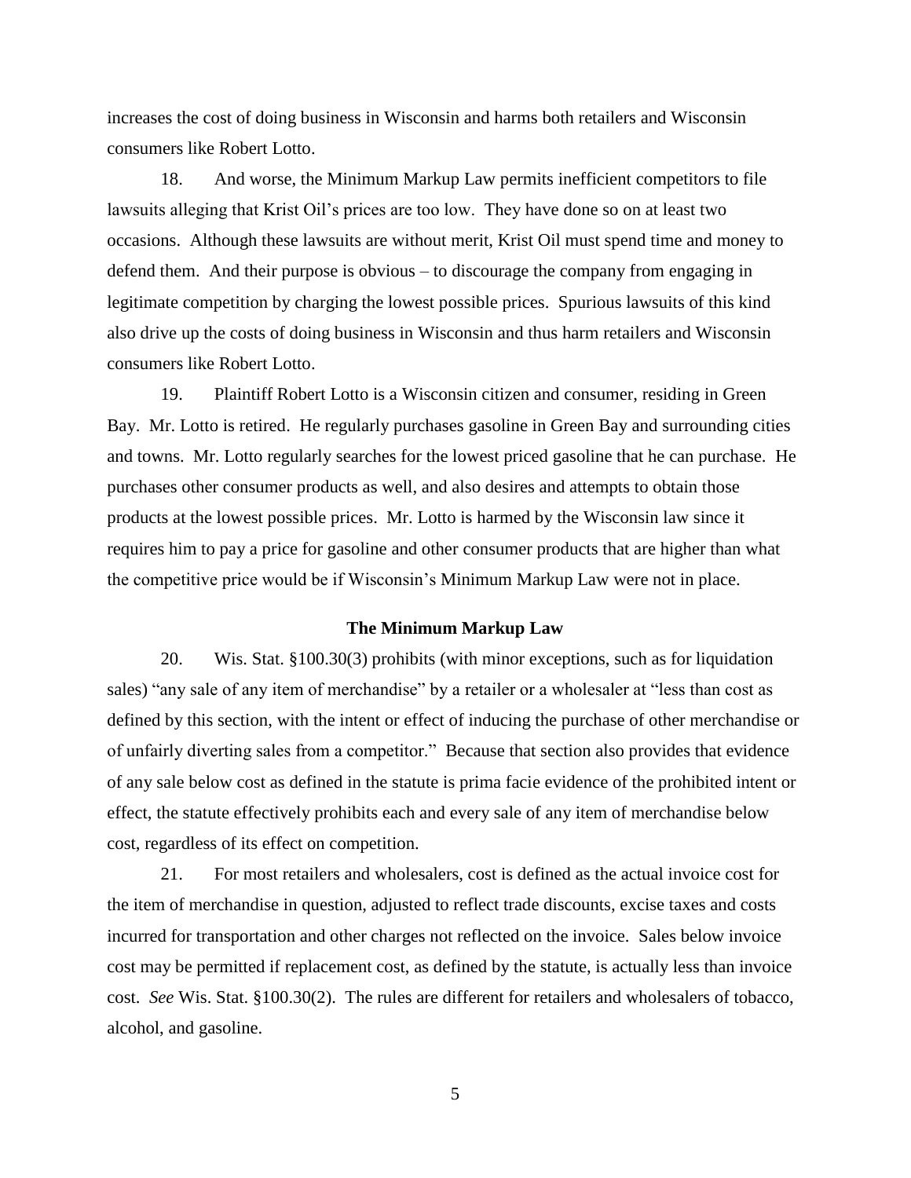increases the cost of doing business in Wisconsin and harms both retailers and Wisconsin consumers like Robert Lotto.

18. And worse, the Minimum Markup Law permits inefficient competitors to file lawsuits alleging that Krist Oil's prices are too low. They have done so on at least two occasions. Although these lawsuits are without merit, Krist Oil must spend time and money to defend them. And their purpose is obvious – to discourage the company from engaging in legitimate competition by charging the lowest possible prices. Spurious lawsuits of this kind also drive up the costs of doing business in Wisconsin and thus harm retailers and Wisconsin consumers like Robert Lotto.

19. Plaintiff Robert Lotto is a Wisconsin citizen and consumer, residing in Green Bay. Mr. Lotto is retired. He regularly purchases gasoline in Green Bay and surrounding cities and towns. Mr. Lotto regularly searches for the lowest priced gasoline that he can purchase. He purchases other consumer products as well, and also desires and attempts to obtain those products at the lowest possible prices. Mr. Lotto is harmed by the Wisconsin law since it requires him to pay a price for gasoline and other consumer products that are higher than what the competitive price would be if Wisconsin's Minimum Markup Law were not in place.

**The Minimum Markup Law**

20. Wis. Stat. §100.30(3) prohibits (with minor exceptions, such as for liquidation sales) "any sale of any item of merchandise" by a retailer or a wholesaler at "less than cost as defined by this section, with the intent or effect of inducing the purchase of other merchandise or of unfairly diverting sales from a competitor." Because that section also provides that evidence of any sale below cost as defined in the statute is prima facie evidence of the prohibited intent or effect, the statute effectively prohibits each and every sale of any item of merchandise below cost, regardless of its effect on competition.

21. For most retailers and wholesalers, cost is defined as the actual invoice cost for the item of merchandise in question, adjusted to reflect trade discounts, excise taxes and costs incurred for transportation and other charges not reflected on the invoice. Sales below invoice cost may be permitted if replacement cost, as defined by the statute, is actually less than invoice cost. *See* Wis. Stat. §100.30(2). The rules are different for retailers and wholesalers of tobacco, alcohol, and gasoline.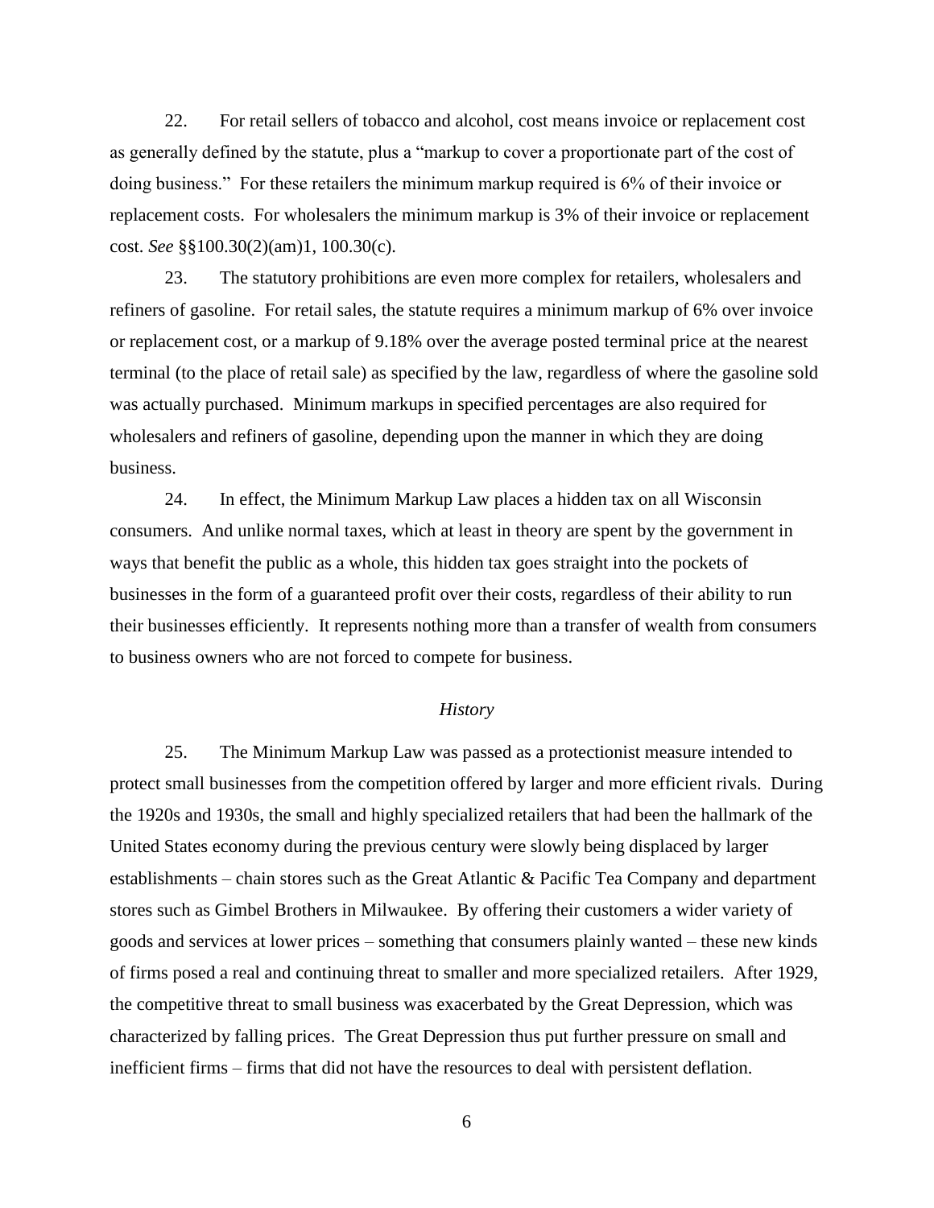22. For retail sellers of tobacco and alcohol, cost means invoice or replacement cost as generally defined by the statute, plus a "markup to cover a proportionate part of the cost of doing business." For these retailers the minimum markup required is 6% of their invoice or replacement costs. For wholesalers the minimum markup is 3% of their invoice or replacement cost. *See* §§100.30(2)(am)1, 100.30(c).

23. The statutory prohibitions are even more complex for retailers, wholesalers and refiners of gasoline. For retail sales, the statute requires a minimum markup of 6% over invoice or replacement cost, or a markup of 9.18% over the average posted terminal price at the nearest terminal (to the place of retail sale) as specified by the law, regardless of where the gasoline sold was actually purchased. Minimum markups in specified percentages are also required for wholesalers and refiners of gasoline, depending upon the manner in which they are doing business.

24. In effect, the Minimum Markup Law places a hidden tax on all Wisconsin consumers. And unlike normal taxes, which at least in theory are spent by the government in ways that benefit the public as a whole, this hidden tax goes straight into the pockets of businesses in the form of a guaranteed profit over their costs, regardless of their ability to run their businesses efficiently. It represents nothing more than a transfer of wealth from consumers to business owners who are not forced to compete for business.

*History*

25. The Minimum Markup Law was passed as a protectionist measure intended to protect small businesses from the competition offered by larger and more efficient rivals. During the 1920s and 1930s, the small and highly specialized retailers that had been the hallmark of the United States economy during the previous century were slowly being displaced by larger establishments – chain stores such as the Great Atlantic & Pacific Tea Company and department stores such as Gimbel Brothers in Milwaukee. By offering their customers a wider variety of goods and services at lower prices – something that consumers plainly wanted – these new kinds of firms posed a real and continuing threat to smaller and more specialized retailers. After 1929, the competitive threat to small business was exacerbated by the Great Depression, which was characterized by falling prices. The Great Depression thus put further pressure on small and inefficient firms – firms that did not have the resources to deal with persistent deflation.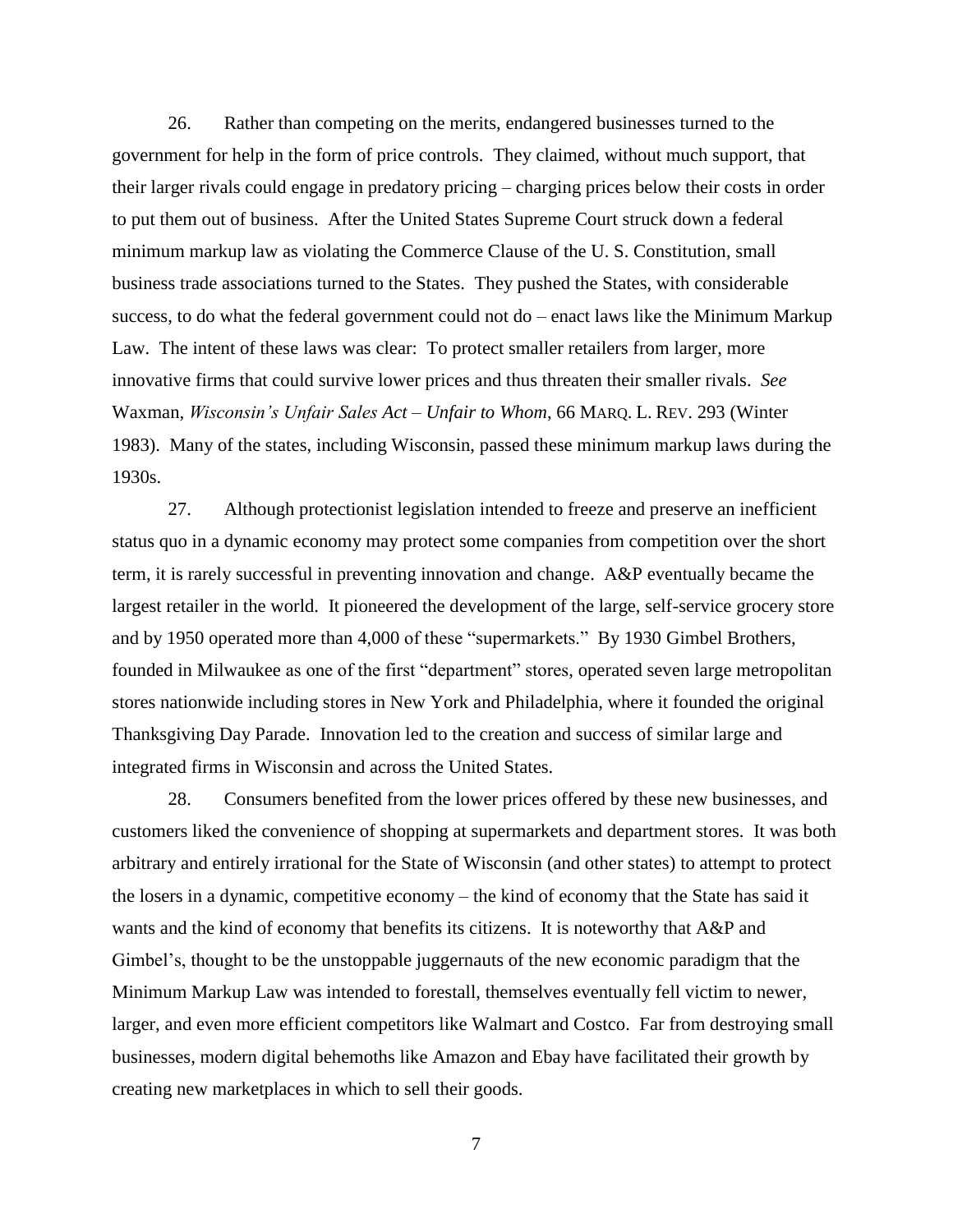26. Rather than competing on the merits, endangered businesses turned to the government for help in the form of price controls. They claimed, without much support, that their larger rivals could engage in predatory pricing – charging prices below their costs in order to put them out of business. After the United States Supreme Court struck down a federal minimum markup law as violating the Commerce Clause of the U. S. Constitution, small business trade associations turned to the States. They pushed the States, with considerable success, to do what the federal government could not do – enact laws like the Minimum Markup Law. The intent of these laws was clear: To protect smaller retailers from larger, more innovative firms that could survive lower prices and thus threaten their smaller rivals. *See* Waxman, *Wisconsin's Unfair Sales Act – Unfair to Whom*, 66 MARQ. L. REV. 293 (Winter 1983). Many of the states, including Wisconsin, passed these minimum markup laws during the 1930s.

27. Although protectionist legislation intended to freeze and preserve an inefficient status quo in a dynamic economy may protect some companies from competition over the short term, it is rarely successful in preventing innovation and change. A&P eventually became the largest retailer in the world. It pioneered the development of the large, self-service grocery store and by 1950 operated more than 4,000 of these "supermarkets." By 1930 Gimbel Brothers, founded in Milwaukee as one of the first "department" stores, operated seven large metropolitan stores nationwide including stores in New York and Philadelphia, where it founded the original Thanksgiving Day Parade. Innovation led to the creation and success of similar large and integrated firms in Wisconsin and across the United States.

28. Consumers benefited from the lower prices offered by these new businesses, and customers liked the convenience of shopping at supermarkets and department stores. It was both arbitrary and entirely irrational for the State of Wisconsin (and other states) to attempt to protect the losers in a dynamic, competitive economy – the kind of economy that the State has said it wants and the kind of economy that benefits its citizens. It is noteworthy that A&P and Gimbel's, thought to be the unstoppable juggernauts of the new economic paradigm that the Minimum Markup Law was intended to forestall, themselves eventually fell victim to newer, larger, and even more efficient competitors like Walmart and Costco. Far from destroying small businesses, modern digital behemoths like Amazon and Ebay have facilitated their growth by creating new marketplaces in which to sell their goods.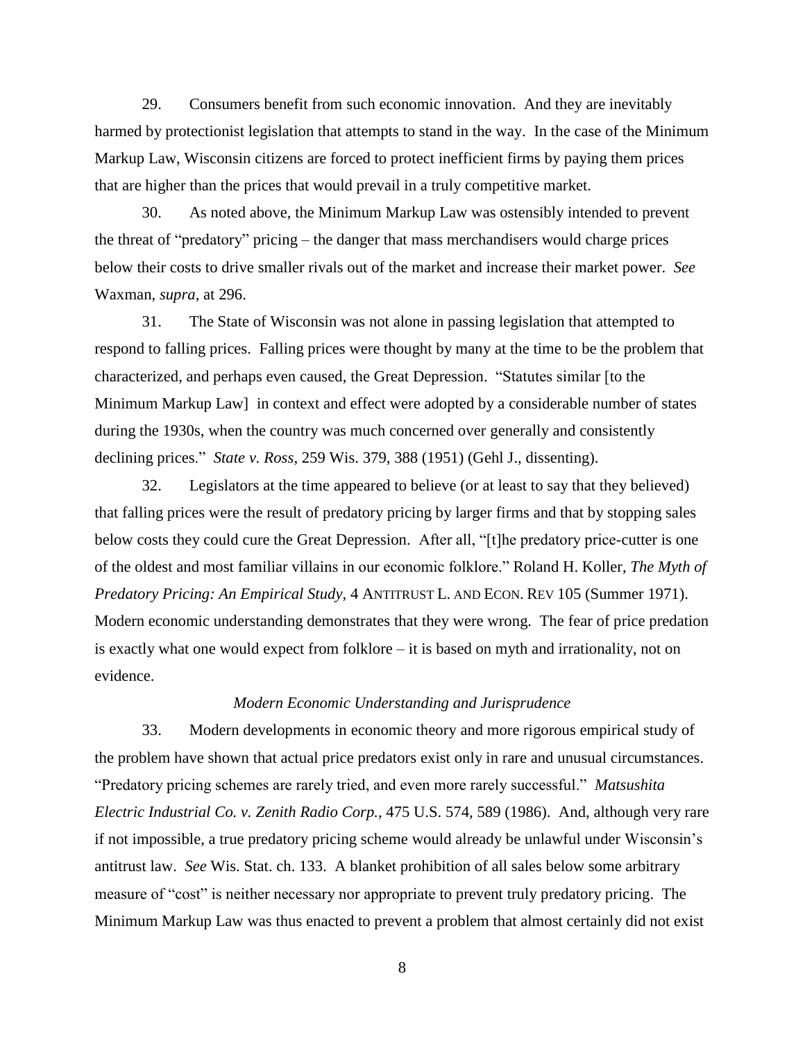29. Consumers benefit from such economic innovation. And they are inevitably harmed by protectionist legislation that attempts to stand in the way. In the case of the Minimum Markup Law, Wisconsin citizens are forced to protect inefficient firms by paying them prices that are higher than the prices that would prevail in a truly competitive market.

30. As noted above, the Minimum Markup Law was ostensibly intended to prevent the threat of "predatory" pricing – the danger that mass merchandisers would charge prices below their costs to drive smaller rivals out of the market and increase their market power. *See* Waxman, *supra*, at 296.

31. The State of Wisconsin was not alone in passing legislation that attempted to respond to falling prices. Falling prices were thought by many at the time to be the problem that characterized, and perhaps even caused, the Great Depression. "Statutes similar [to the Minimum Markup Law] in context and effect were adopted by a considerable number of states during the 1930s, when the country was much concerned over generally and consistently declining prices." *State v. Ross*, 259 Wis. 379, 388 (1951) (Gehl J., dissenting).

32. Legislators at the time appeared to believe (or at least to say that they believed) that falling prices were the result of predatory pricing by larger firms and that by stopping sales below costs they could cure the Great Depression. After all, "[t]he predatory price-cutter is one of the oldest and most familiar villains in our economic folklore." Roland H. Koller, *The Myth of Predatory Pricing: An Empirical Study*, 4 ANTITRUST L. AND ECON. REV 105 (Summer 1971). Modern economic understanding demonstrates that they were wrong. The fear of price predation is exactly what one would expect from folklore – it is based on myth and irrationality, not on evidence.

*Modern Economic Understanding and Jurisprudence*

33. Modern developments in economic theory and more rigorous empirical study of the problem have shown that actual price predators exist only in rare and unusual circumstances. "Predatory pricing schemes are rarely tried, and even more rarely successful." *Matsushita Electric Industrial Co. v. Zenith Radio Corp.*, 475 U.S. 574, 589 (1986). And, although very rare if not impossible, a true predatory pricing scheme would already be unlawful under Wisconsin's antitrust law. *See* Wis. Stat. ch. 133. A blanket prohibition of all sales below some arbitrary measure of "cost" is neither necessary nor appropriate to prevent truly predatory pricing. The Minimum Markup Law was thus enacted to prevent a problem that almost certainly did not exist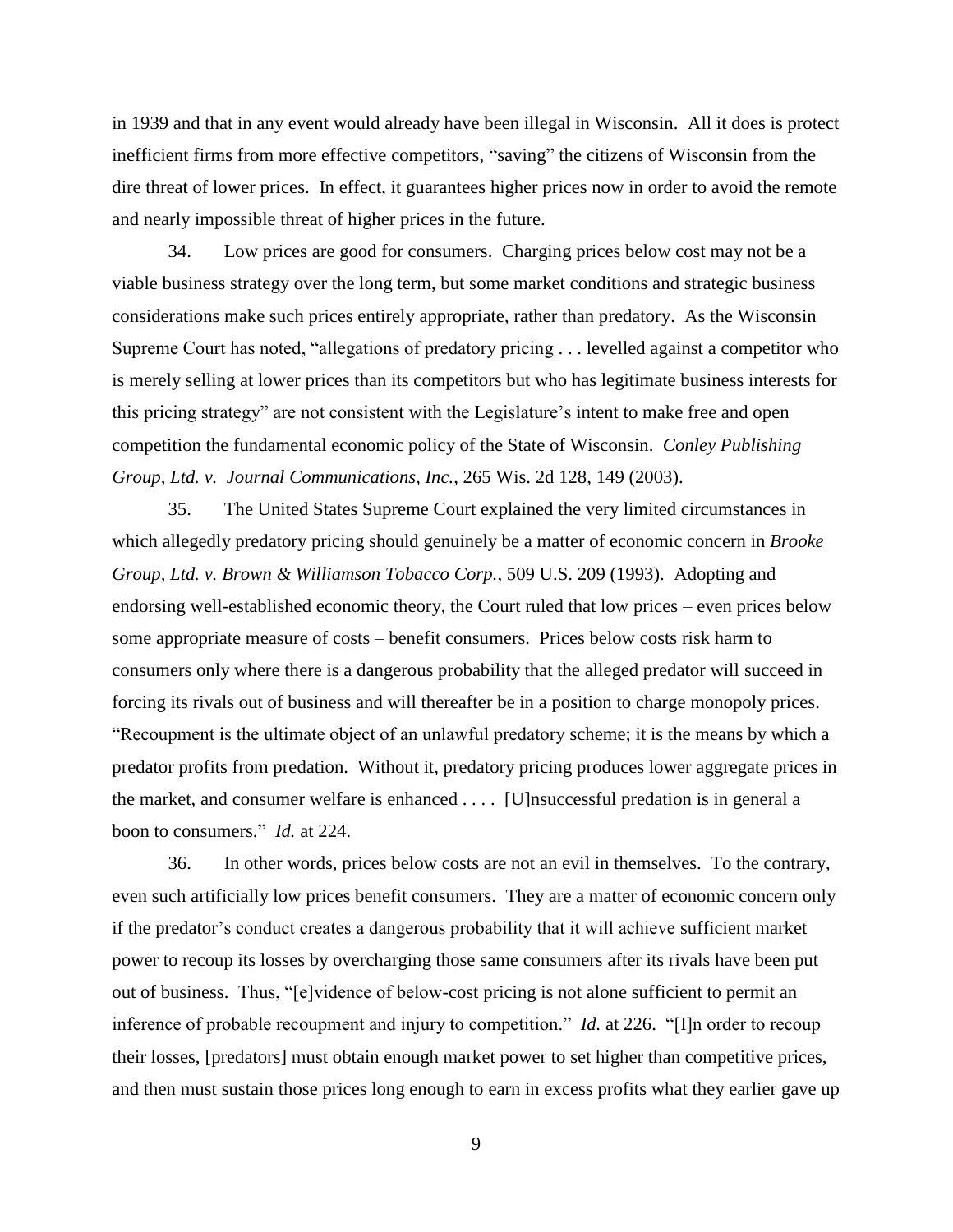in 1939 and that in any event would already have been illegal in Wisconsin. All it does is protect inefficient firms from more effective competitors, "saving" the citizens of Wisconsin from the dire threat of lower prices. In effect, it guarantees higher prices now in order to avoid the remote and nearly impossible threat of higher prices in the future.

34. Low prices are good for consumers. Charging prices below cost may not be a viable business strategy over the long term, but some market conditions and strategic business considerations make such prices entirely appropriate, rather than predatory. As the Wisconsin Supreme Court has noted, "allegations of predatory pricing . . . levelled against a competitor who is merely selling at lower prices than its competitors but who has legitimate business interests for this pricing strategy" are not consistent with the Legislature's intent to make free and open competition the fundamental economic policy of the State of Wisconsin. *Conley Publishing Group, Ltd. v. Journal Communications, Inc.*, 265 Wis. 2d 128, 149 (2003).

35. The United States Supreme Court explained the very limited circumstances in which allegedly predatory pricing should genuinely be a matter of economic concern in *Brooke Group, Ltd. v. Brown & Williamson Tobacco Corp.*, 509 U.S. 209 (1993). Adopting and endorsing well-established economic theory, the Court ruled that low prices – even prices below some appropriate measure of costs – benefit consumers. Prices below costs risk harm to consumers only where there is a dangerous probability that the alleged predator will succeed in forcing its rivals out of business and will thereafter be in a position to charge monopoly prices. "Recoupment is the ultimate object of an unlawful predatory scheme; it is the means by which a predator profits from predation. Without it, predatory pricing produces lower aggregate prices in the market, and consumer welfare is enhanced . . . . [U]nsuccessful predation is in general a boon to consumers." *Id.* at 224.

36. In other words, prices below costs are not an evil in themselves. To the contrary, even such artificially low prices benefit consumers. They are a matter of economic concern only if the predator's conduct creates a dangerous probability that it will achieve sufficient market power to recoup its losses by overcharging those same consumers after its rivals have been put out of business. Thus, "[e]vidence of below-cost pricing is not alone sufficient to permit an inference of probable recoupment and injury to competition." *Id.* at 226. "[I]n order to recoup their losses, [predators] must obtain enough market power to set higher than competitive prices, and then must sustain those prices long enough to earn in excess profits what they earlier gave up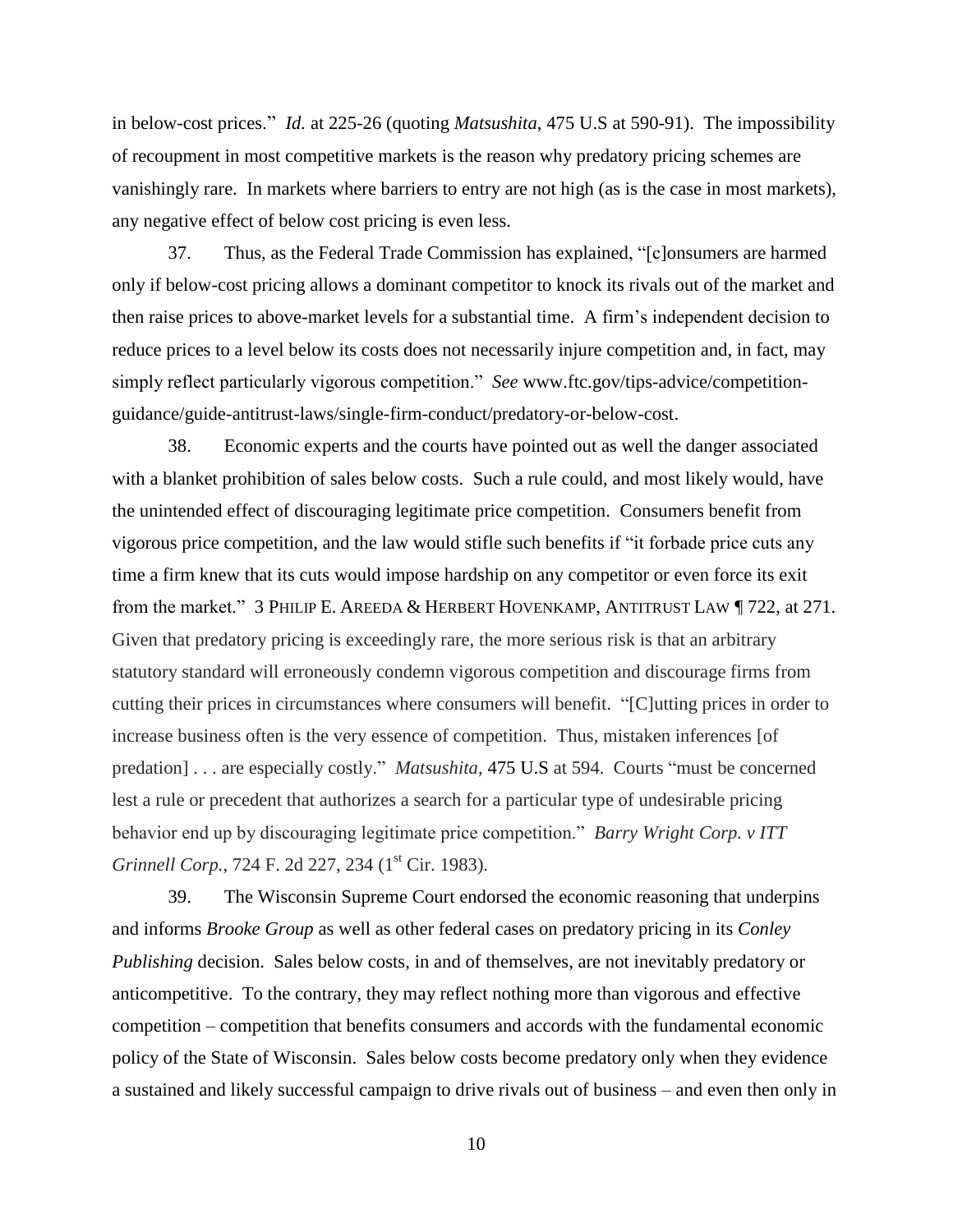in below-cost prices." *Id.* at 225-26 (quoting *Matsushita*, 475 U.S at 590-91). The impossibility of recoupment in most competitive markets is the reason why predatory pricing schemes are vanishingly rare. In markets where barriers to entry are not high (as is the case in most markets), any negative effect of below cost pricing is even less.

37. Thus, as the Federal Trade Commission has explained, "[c]onsumers are harmed only if below-cost pricing allows a dominant competitor to knock its rivals out of the market and then raise prices to above-market levels for a substantial time. A firm's independent decision to reduce prices to a level below its costs does not necessarily injure competition and, in fact, may simply reflect particularly vigorous competition." *See* www.ftc.gov/tips-advice/competition-guidance/guide-antitrust-laws/single-firm-conduct/predatory-or-below-cost.

38. Economic experts and the courts have pointed out as well the danger associated with a blanket prohibition of sales below costs. Such a rule could, and most likely would, have the unintended effect of discouraging legitimate price competition. Consumers benefit from vigorous price competition, and the law would stifle such benefits if "it forbade price cuts any time a firm knew that its cuts would impose hardship on any competitor or even force its exit from the market." 3 PHILIP E. AREEDA & HERBERT HOVENKAMP, ANTITRUST LAW ¶ 722, at 271. Given that predatory pricing is exceedingly rare, the more serious risk is that an arbitrary statutory standard will erroneously condemn vigorous competition and discourage firms from cutting their prices in circumstances where consumers will benefit. "[C]utting prices in order to increase business often is the very essence of competition. Thus, mistaken inferences [of predation] . . . are especially costly." *Matsushita*, 475 U.S at 594. Courts "must be concerned lest a rule or precedent that authorizes a search for a particular type of undesirable pricing behavior end up by discouraging legitimate price competition." *Barry Wright Corp. v ITT Grinnell Corp.*, 724 F. 2d 227, 234 (1st Cir. 1983).

39. The Wisconsin Supreme Court endorsed the economic reasoning that underpins and informs *Brooke Group* as well as other federal cases on predatory pricing in its *Conley Publishing* decision. Sales below costs, in and of themselves, are not inevitably predatory or anticompetitive. To the contrary, they may reflect nothing more than vigorous and effective competition – competition that benefits consumers and accords with the fundamental economic policy of the State of Wisconsin. Sales below costs become predatory only when they evidence a sustained and likely successful campaign to drive rivals out of business – and even then only in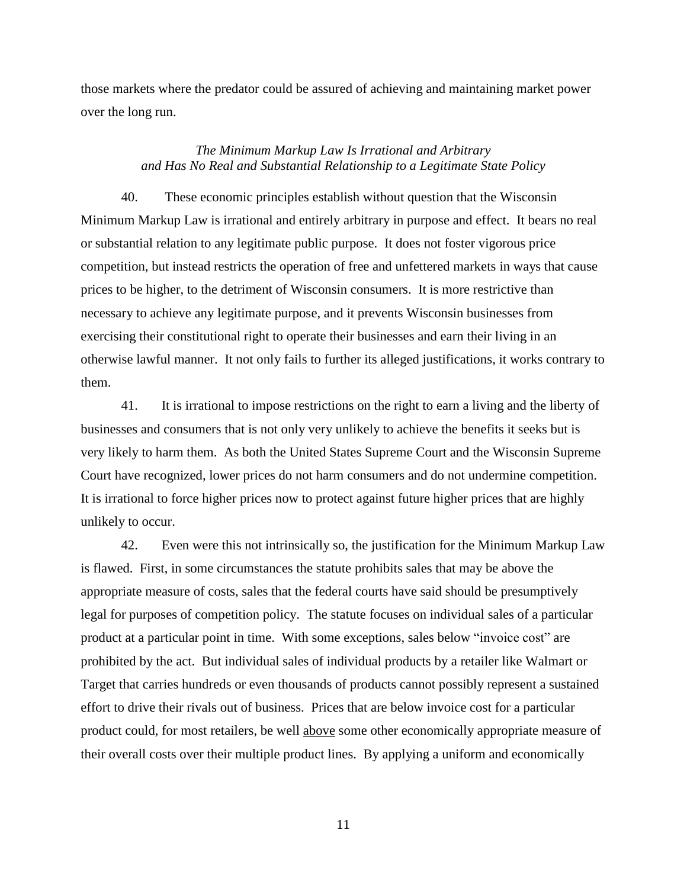those markets where the predator could be assured of achieving and maintaining market power over the long run.

### *The Minimum Markup Law Is Irrational and Arbitrary and Has No Real and Substantial Relationship to a Legitimate State Policy*

40. These economic principles establish without question that the Wisconsin Minimum Markup Law is irrational and entirely arbitrary in purpose and effect. It bears no real or substantial relation to any legitimate public purpose. It does not foster vigorous price competition, but instead restricts the operation of free and unfettered markets in ways that cause prices to be higher, to the detriment of Wisconsin consumers. It is more restrictive than necessary to achieve any legitimate purpose, and it prevents Wisconsin businesses from exercising their constitutional right to operate their businesses and earn their living in an otherwise lawful manner. It not only fails to further its alleged justifications, it works contrary to them.

41. It is irrational to impose restrictions on the right to earn a living and the liberty of businesses and consumers that is not only very unlikely to achieve the benefits it seeks but is very likely to harm them. As both the United States Supreme Court and the Wisconsin Supreme Court have recognized, lower prices do not harm consumers and do not undermine competition. It is irrational to force higher prices now to protect against future higher prices that are highly unlikely to occur.

42. Even were this not intrinsically so, the justification for the Minimum Markup Law is flawed. First, in some circumstances the statute prohibits sales that may be above the appropriate measure of costs, sales that the federal courts have said should be presumptively legal for purposes of competition policy. The statute focuses on individual sales of a particular product at a particular point in time. With some exceptions, sales below "invoice cost" are prohibited by the act. But individual sales of individual products by a retailer like Walmart or Target that carries hundreds or even thousands of products cannot possibly represent a sustained effort to drive their rivals out of business. Prices that are below invoice cost for a particular product could, for most retailers, be well <u>above</u> some other economically appropriate measure of their overall costs over their multiple product lines. By applying a uniform and economically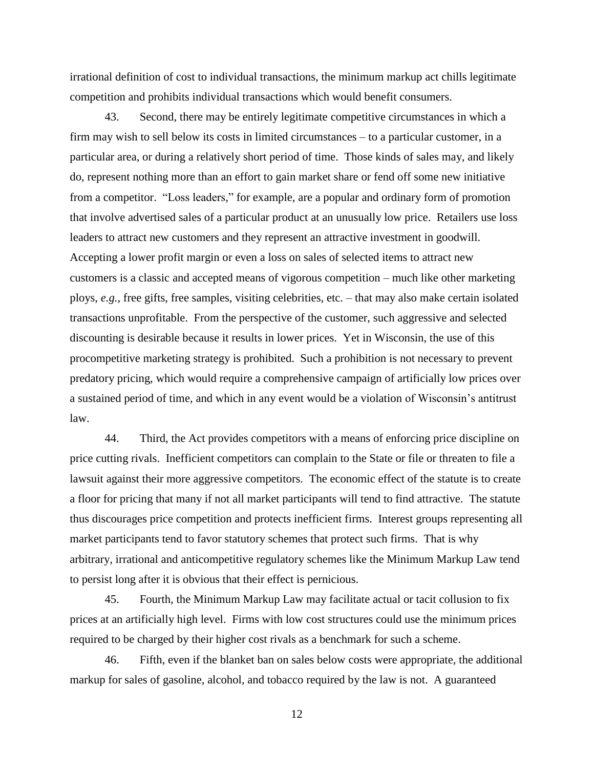irrational definition of cost to individual transactions, the minimum markup act chills legitimate competition and prohibits individual transactions which would benefit consumers.

43. Second, there may be entirely legitimate competitive circumstances in which a firm may wish to sell below its costs in limited circumstances – to a particular customer, in a particular area, or during a relatively short period of time. Those kinds of sales may, and likely do, represent nothing more than an effort to gain market share or fend off some new initiative from a competitor. "Loss leaders," for example, are a popular and ordinary form of promotion that involve advertised sales of a particular product at an unusually low price. Retailers use loss leaders to attract new customers and they represent an attractive investment in goodwill. Accepting a lower profit margin or even a loss on sales of selected items to attract new customers is a classic and accepted means of vigorous competition – much like other marketing ploys, *e.g.*, free gifts, free samples, visiting celebrities, etc. – that may also make certain isolated transactions unprofitable. From the perspective of the customer, such aggressive and selected discounting is desirable because it results in lower prices. Yet in Wisconsin, the use of this procompetitive marketing strategy is prohibited. Such a prohibition is not necessary to prevent predatory pricing, which would require a comprehensive campaign of artificially low prices over a sustained period of time, and which in any event would be a violation of Wisconsin's antitrust law.

44. Third, the Act provides competitors with a means of enforcing price discipline on price cutting rivals. Inefficient competitors can complain to the State or file or threaten to file a lawsuit against their more aggressive competitors. The economic effect of the statute is to create a floor for pricing that many if not all market participants will tend to find attractive. The statute thus discourages price competition and protects inefficient firms. Interest groups representing all market participants tend to favor statutory schemes that protect such firms. That is why arbitrary, irrational and anticompetitive regulatory schemes like the Minimum Markup Law tend to persist long after it is obvious that their effect is pernicious.

45. Fourth, the Minimum Markup Law may facilitate actual or tacit collusion to fix prices at an artificially high level. Firms with low cost structures could use the minimum prices required to be charged by their higher cost rivals as a benchmark for such a scheme.

46. Fifth, even if the blanket ban on sales below costs were appropriate, the additional markup for sales of gasoline, alcohol, and tobacco required by the law is not. A guaranteed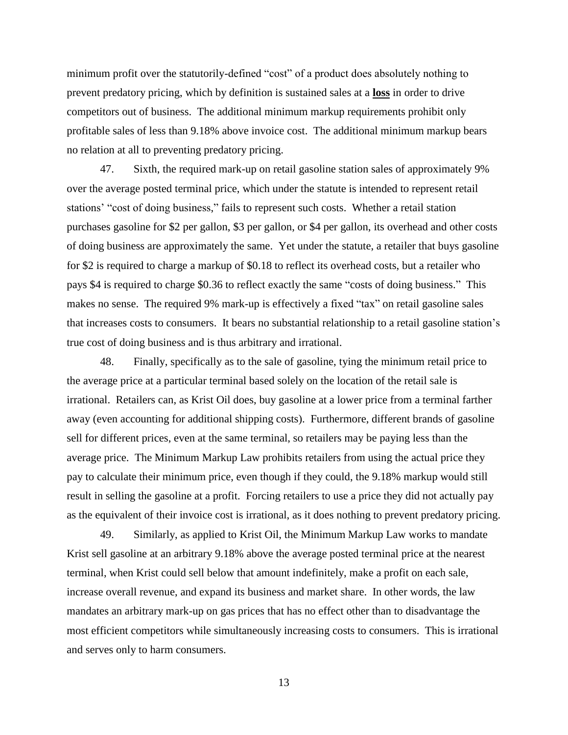minimum profit over the statutorily-defined "cost" of a product does absolutely nothing to prevent predatory pricing, which by definition is sustained sales at a **loss** in order to drive competitors out of business. The additional minimum markup requirements prohibit only profitable sales of less than 9.18% above invoice cost. The additional minimum markup bears no relation at all to preventing predatory pricing.

47. Sixth, the required mark-up on retail gasoline station sales of approximately 9% over the average posted terminal price, which under the statute is intended to represent retail stations' "cost of doing business," fails to represent such costs. Whether a retail station purchases gasoline for $2 per gallon, $3 per gallon, or $4 per gallon, its overhead and other costs of doing business are approximately the same. Yet under the statute, a retailer that buys gasoline for $2 is required to charge a markup of $0.18 to reflect its overhead costs, but a retailer who pays $4 is required to charge $0.36 to reflect exactly the same "costs of doing business." This makes no sense. The required 9% mark-up is effectively a fixed "tax" on retail gasoline sales that increases costs to consumers. It bears no substantial relationship to a retail gasoline station's true cost of doing business and is thus arbitrary and irrational.

48. Finally, specifically as to the sale of gasoline, tying the minimum retail price to the average price at a particular terminal based solely on the location of the retail sale is irrational. Retailers can, as Krist Oil does, buy gasoline at a lower price from a terminal farther away (even accounting for additional shipping costs). Furthermore, different brands of gasoline sell for different prices, even at the same terminal, so retailers may be paying less than the average price. The Minimum Markup Law prohibits retailers from using the actual price they pay to calculate their minimum price, even though if they could, the 9.18% markup would still result in selling the gasoline at a profit. Forcing retailers to use a price they did not actually pay as the equivalent of their invoice cost is irrational, as it does nothing to prevent predatory pricing.

49. Similarly, as applied to Krist Oil, the Minimum Markup Law works to mandate Krist sell gasoline at an arbitrary 9.18% above the average posted terminal price at the nearest terminal, when Krist could sell below that amount indefinitely, make a profit on each sale, increase overall revenue, and expand its business and market share. In other words, the law mandates an arbitrary mark-up on gas prices that has no effect other than to disadvantage the most efficient competitors while simultaneously increasing costs to consumers. This is irrational and serves only to harm consumers.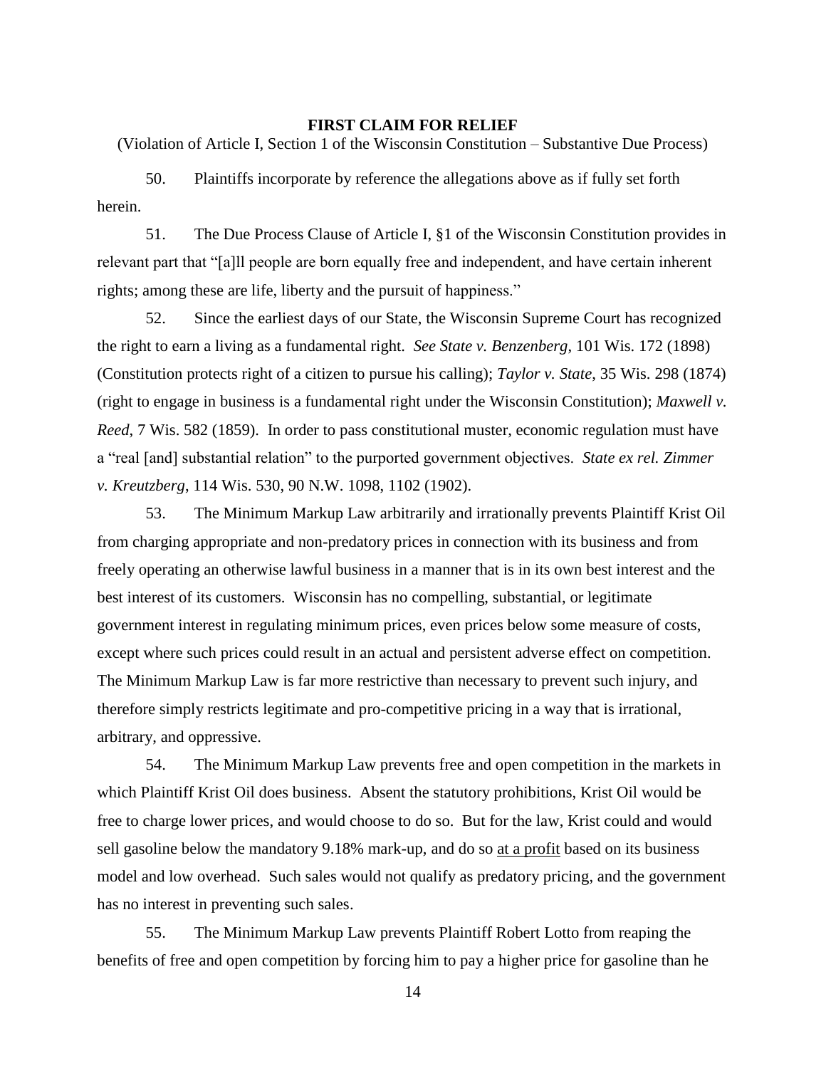**FIRST CLAIM FOR RELIEF**

(Violation of Article I, Section 1 of the Wisconsin Constitution – Substantive Due Process)

50. Plaintiffs incorporate by reference the allegations above as if fully set forth herein.

51. The Due Process Clause of Article I, §1 of the Wisconsin Constitution provides in relevant part that "[a]ll people are born equally free and independent, and have certain inherent rights; among these are life, liberty and the pursuit of happiness."

52. Since the earliest days of our State, the Wisconsin Supreme Court has recognized the right to earn a living as a fundamental right. *See State v. Benzenberg*, 101 Wis. 172 (1898) (Constitution protects right of a citizen to pursue his calling); *Taylor v. State*, 35 Wis. 298 (1874) (right to engage in business is a fundamental right under the Wisconsin Constitution); *Maxwell v. Reed*, 7 Wis. 582 (1859). In order to pass constitutional muster, economic regulation must have a "real [and] substantial relation" to the purported government objectives. *State ex rel. Zimmer v. Kreutzberg*, 114 Wis. 530, 90 N.W. 1098, 1102 (1902).

53. The Minimum Markup Law arbitrarily and irrationally prevents Plaintiff Krist Oil from charging appropriate and non-predatory prices in connection with its business and from freely operating an otherwise lawful business in a manner that is in its own best interest and the best interest of its customers. Wisconsin has no compelling, substantial, or legitimate government interest in regulating minimum prices, even prices below some measure of costs, except where such prices could result in an actual and persistent adverse effect on competition. The Minimum Markup Law is far more restrictive than necessary to prevent such injury, and therefore simply restricts legitimate and pro-competitive pricing in a way that is irrational, arbitrary, and oppressive.

54. The Minimum Markup Law prevents free and open competition in the markets in which Plaintiff Krist Oil does business. Absent the statutory prohibitions, Krist Oil would be free to charge lower prices, and would choose to do so. But for the law, Krist could and would sell gasoline below the mandatory 9.18% mark-up, and do so <u>at a profit</u> based on its business model and low overhead. Such sales would not qualify as predatory pricing, and the government has no interest in preventing such sales.

55. The Minimum Markup Law prevents Plaintiff Robert Lotto from reaping the benefits of free and open competition by forcing him to pay a higher price for gasoline than he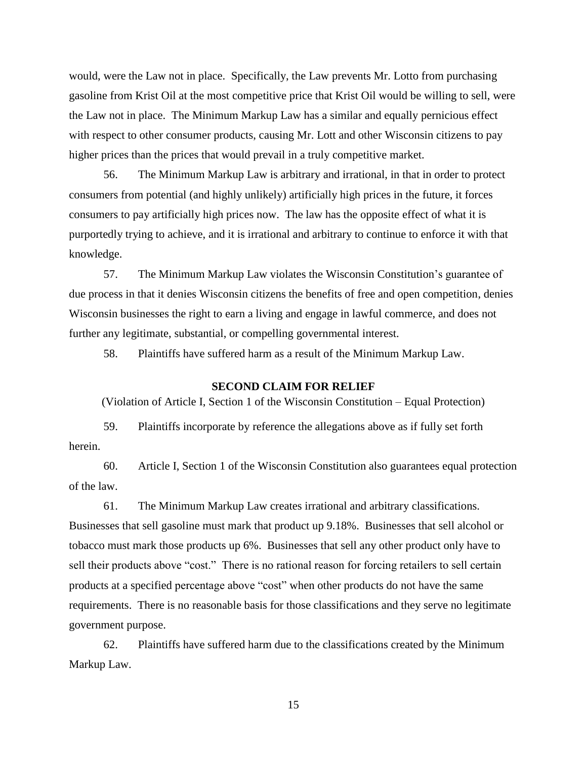would, were the Law not in place. Specifically, the Law prevents Mr. Lotto from purchasing gasoline from Krist Oil at the most competitive price that Krist Oil would be willing to sell, were the Law not in place. The Minimum Markup Law has a similar and equally pernicious effect with respect to other consumer products, causing Mr. Lott and other Wisconsin citizens to pay higher prices than the prices that would prevail in a truly competitive market.

56. The Minimum Markup Law is arbitrary and irrational, in that in order to protect consumers from potential (and highly unlikely) artificially high prices in the future, it forces consumers to pay artificially high prices now. The law has the opposite effect of what it is purportedly trying to achieve, and it is irrational and arbitrary to continue to enforce it with that knowledge.

57. The Minimum Markup Law violates the Wisconsin Constitution's guarantee of due process in that it denies Wisconsin citizens the benefits of free and open competition, denies Wisconsin businesses the right to earn a living and engage in lawful commerce, and does not further any legitimate, substantial, or compelling governmental interest.

58. Plaintiffs have suffered harm as a result of the Minimum Markup Law.

## SECOND CLAIM FOR RELIEF

(Violation of Article I, Section 1 of the Wisconsin Constitution – Equal Protection)

59. Plaintiffs incorporate by reference the allegations above as if fully set forth herein.

60. Article I, Section 1 of the Wisconsin Constitution also guarantees equal protection of the law.

61. The Minimum Markup Law creates irrational and arbitrary classifications. Businesses that sell gasoline must mark that product up 9.18%. Businesses that sell alcohol or tobacco must mark those products up 6%. Businesses that sell any other product only have to sell their products above "cost." There is no rational reason for forcing retailers to sell certain products at a specified percentage above "cost" when other products do not have the same requirements. There is no reasonable basis for those classifications and they serve no legitimate government purpose.

62. Plaintiffs have suffered harm due to the classifications created by the Minimum Markup Law.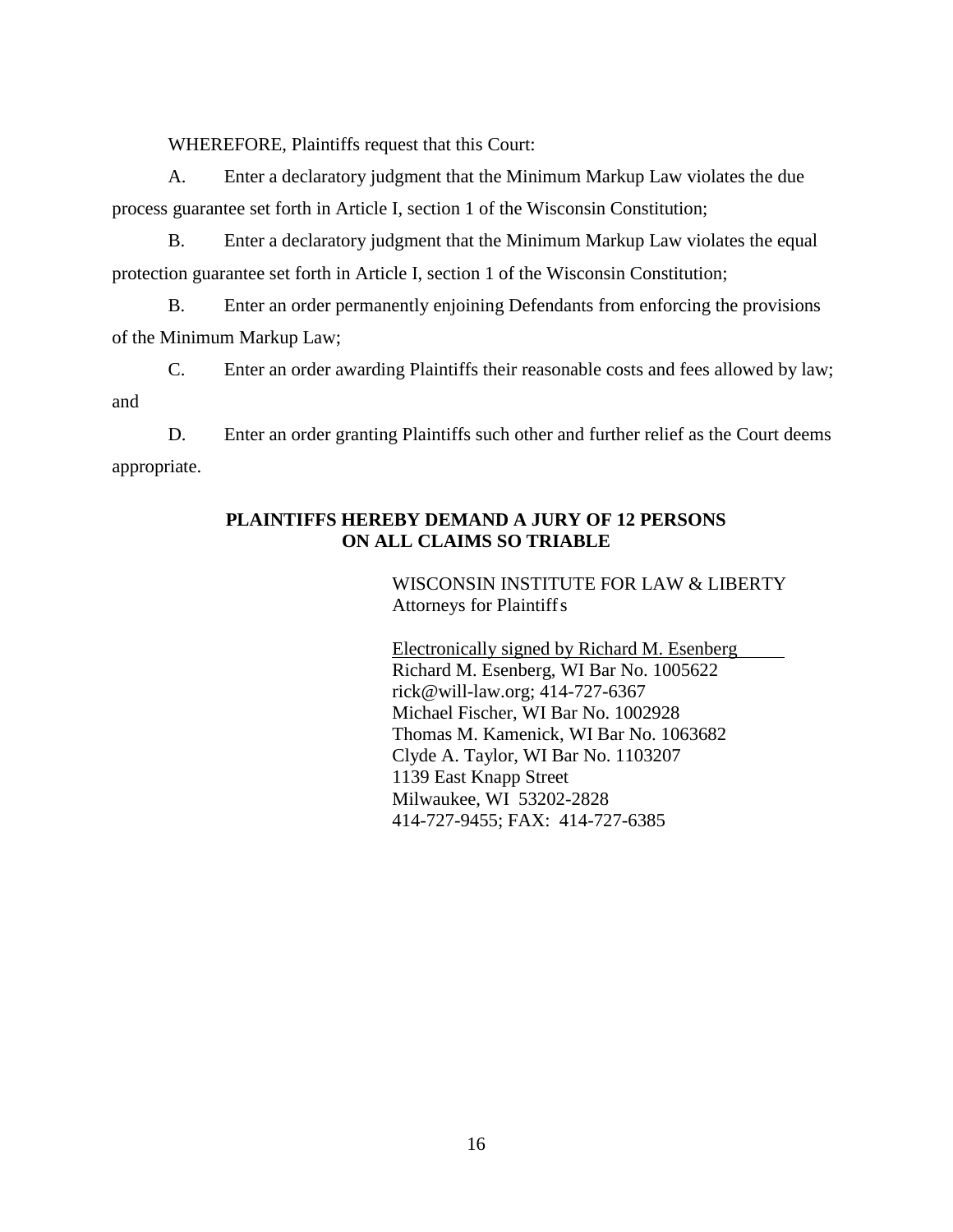WHEREFORE, Plaintiffs request that this Court:

A. Enter a declaratory judgment that the Minimum Markup Law violates the due process guarantee set forth in Article I, section 1 of the Wisconsin Constitution;

B. Enter a declaratory judgment that the Minimum Markup Law violates the equal protection guarantee set forth in Article I, section 1 of the Wisconsin Constitution;

B. Enter an order permanently enjoining Defendants from enforcing the provisions of the Minimum Markup Law;

C. Enter an order awarding Plaintiffs their reasonable costs and fees allowed by law; and

D. Enter an order granting Plaintiffs such other and further relief as the Court deems appropriate.

**PLAINTIFFS HEREBY DEMAND A JURY OF 12 PERSONS ON ALL CLAIMS SO TRIABLE**

WISCONSIN INSTITUTE FOR LAW & LIBERTY
Attorneys for Plaintiffs

Electronically signed by Richard M. Esenberg
Richard M. Esenberg, WI Bar No. 1005622
rick@will-law.org; 414-727-6367
Michael Fischer, WI Bar No. 1002928
Thomas M. Kamenick, WI Bar No. 1063682
Clyde A. Taylor, WI Bar No. 1103207
1139 East Knapp Street
Milwaukee, WI 53202-2828
414-727-9455; FAX: 414-727-6385